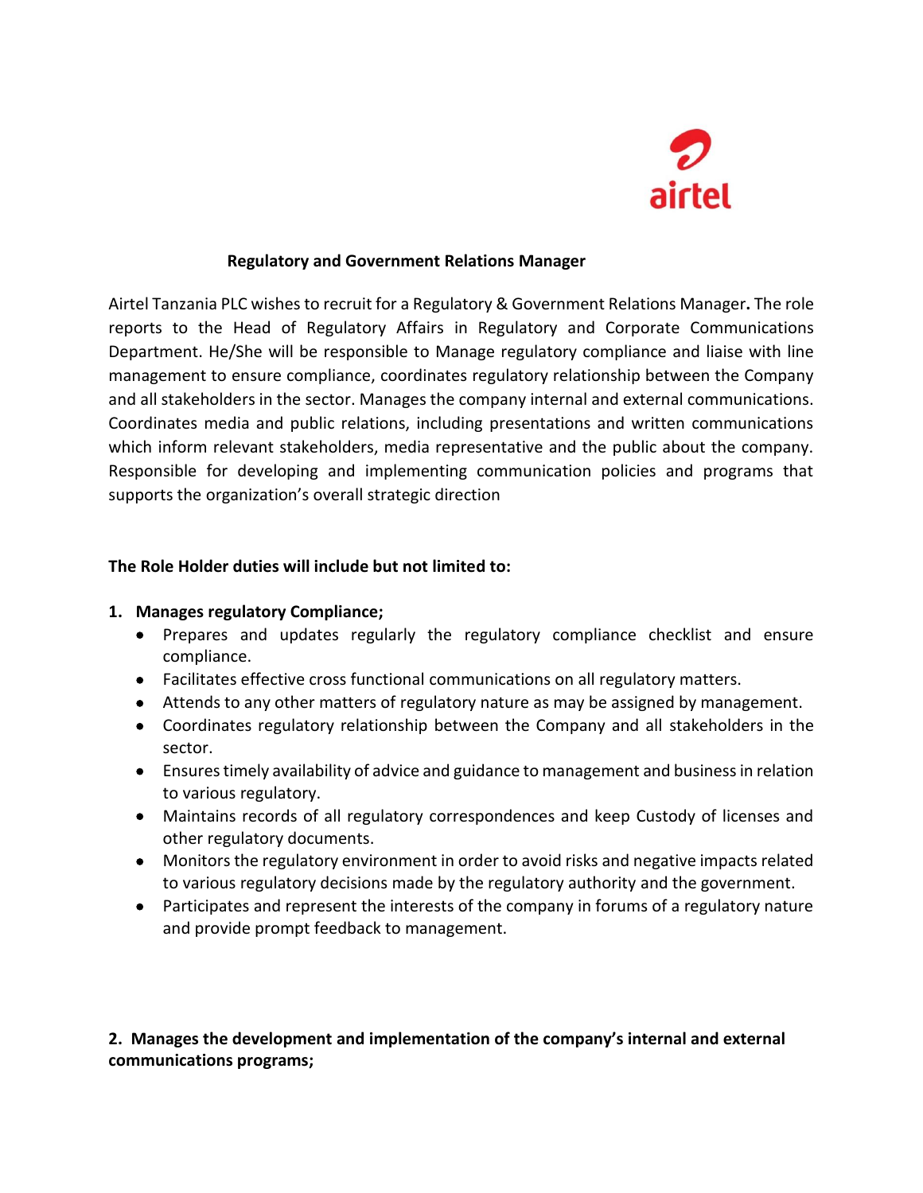airtel

## Regulatory and Government Relations Manager

Airtel Tanzania PLC wishes to recruit for a Regulatory & Government Relations Manager**.** The role reports to the Head of Regulatory Affairs in Regulatory and Corporate Communications Department. He/She will be responsible to Manage regulatory compliance and liaise with line management to ensure compliance, coordinates regulatory relationship between the Company and all stakeholders in the sector. Manages the company internal and external communications. Coordinates media and public relations, including presentations and written communications which inform relevant stakeholders, media representative and the public about the company. Responsible for developing and implementing communication policies and programs that supports the organization's overall strategic direction

**The Role Holder duties will include but not limited to:**

1. **Manages regulatory Compliance;**
   - Prepares and updates regularly the regulatory compliance checklist and ensure compliance.
   - Facilitates effective cross functional communications on all regulatory matters.
   - Attends to any other matters of regulatory nature as may be assigned by management.
   - Coordinates regulatory relationship between the Company and all stakeholders in the sector.
   - Ensures timely availability of advice and guidance to management and business in relation to various regulatory.
   - Maintains records of all regulatory correspondences and keep Custody of licenses and other regulatory documents.
   - Monitors the regulatory environment in order to avoid risks and negative impacts related to various regulatory decisions made by the regulatory authority and the government.
   - Participates and represent the interests of the company in forums of a regulatory nature and provide prompt feedback to management.

2. **Manages the development and implementation of the company's internal and external communications programs;**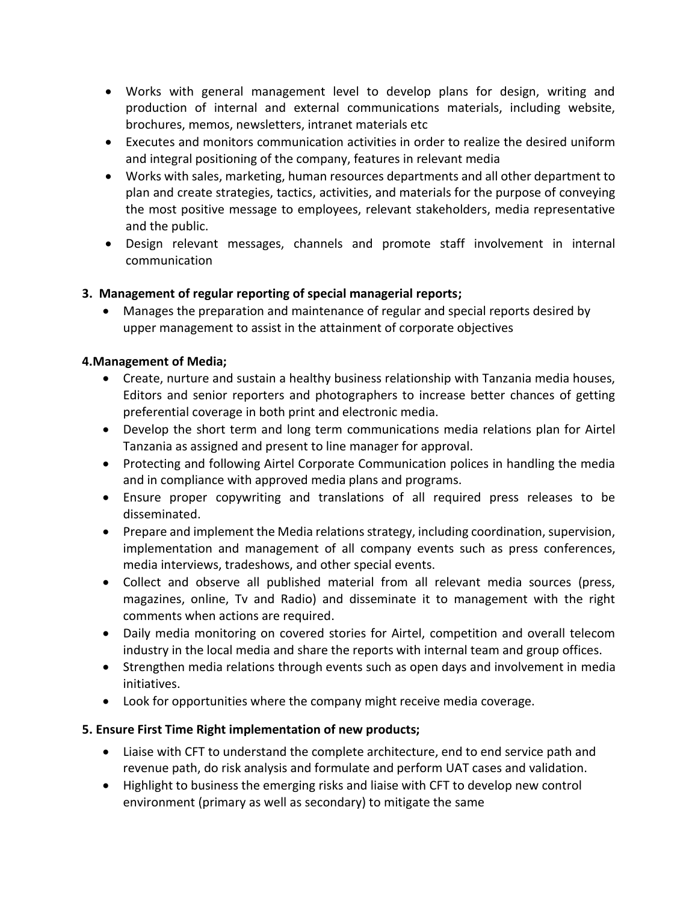- Works with general management level to develop plans for design, writing and production of internal and external communications materials, including website, brochures, memos, newsletters, intranet materials etc
- Executes and monitors communication activities in order to realize the desired uniform and integral positioning of the company, features in relevant media
- Works with sales, marketing, human resources departments and all other department to plan and create strategies, tactics, activities, and materials for the purpose of conveying the most positive message to employees, relevant stakeholders, media representative and the public.
- Design relevant messages, channels and promote staff involvement in internal communication

**3. Management of regular reporting of special managerial reports;**

- Manages the preparation and maintenance of regular and special reports desired by upper management to assist in the attainment of corporate objectives

**4.Management of Media;**

- Create, nurture and sustain a healthy business relationship with Tanzania media houses, Editors and senior reporters and photographers to increase better chances of getting preferential coverage in both print and electronic media.
- Develop the short term and long term communications media relations plan for Airtel Tanzania as assigned and present to line manager for approval.
- Protecting and following Airtel Corporate Communication polices in handling the media and in compliance with approved media plans and programs.
- Ensure proper copywriting and translations of all required press releases to be disseminated.
- Prepare and implement the Media relations strategy, including coordination, supervision, implementation and management of all company events such as press conferences, media interviews, tradeshows, and other special events.
- Collect and observe all published material from all relevant media sources (press, magazines, online, Tv and Radio) and disseminate it to management with the right comments when actions are required.
- Daily media monitoring on covered stories for Airtel, competition and overall telecom industry in the local media and share the reports with internal team and group offices.
- Strengthen media relations through events such as open days and involvement in media initiatives.
- Look for opportunities where the company might receive media coverage.

**5. Ensure First Time Right implementation of new products;**

- Liaise with CFT to understand the complete architecture, end to end service path and revenue path, do risk analysis and formulate and perform UAT cases and validation.
- Highlight to business the emerging risks and liaise with CFT to develop new control environment (primary as well as secondary) to mitigate the same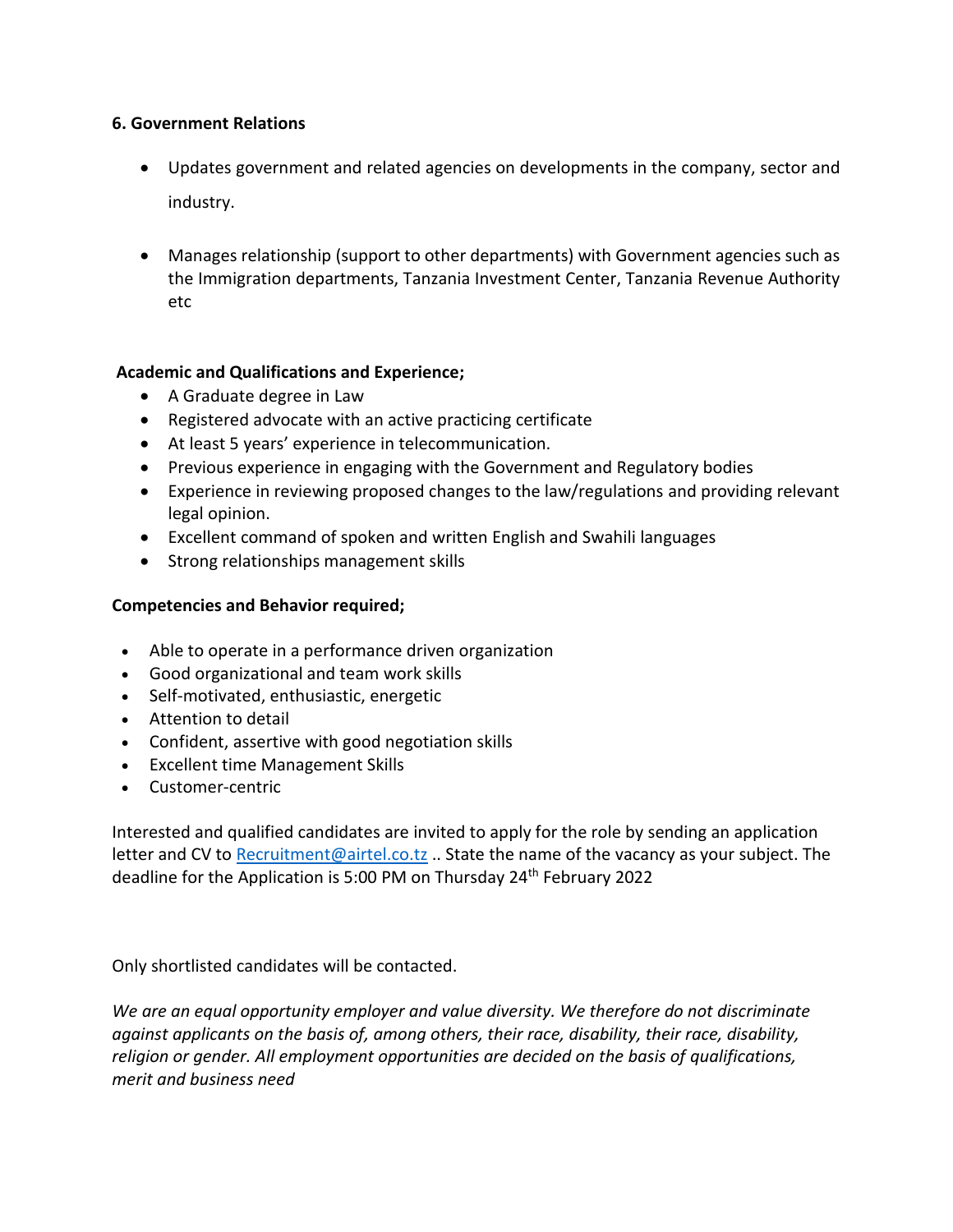**6. Government Relations**

- Updates government and related agencies on developments in the company, sector and industry.
- Manages relationship (support to other departments) with Government agencies such as the Immigration departments, Tanzania Investment Center, Tanzania Revenue Authority etc

**Academic and Qualifications and Experience;**

- A Graduate degree in Law
- Registered advocate with an active practicing certificate
- At least 5 years' experience in telecommunication.
- Previous experience in engaging with the Government and Regulatory bodies
- Experience in reviewing proposed changes to the law/regulations and providing relevant legal opinion.
- Excellent command of spoken and written English and Swahili languages
- Strong relationships management skills

**Competencies and Behavior required;**

- Able to operate in a performance driven organization
- Good organizational and team work skills
- Self-motivated, enthusiastic, energetic
- Attention to detail
- Confident, assertive with good negotiation skills
- Excellent time Management Skills
- Customer-centric

Interested and qualified candidates are invited to apply for the role by sending an application letter and CV to Recruitment@airtel.co.tz .. State the name of the vacancy as your subject. The deadline for the Application is 5:00 PM on Thursday 24th February 2022

Only shortlisted candidates will be contacted.

*We are an equal opportunity employer and value diversity. We therefore do not discriminate against applicants on the basis of, among others, their race, disability, their race, disability, religion or gender. All employment opportunities are decided on the basis of qualifications, merit and business need*